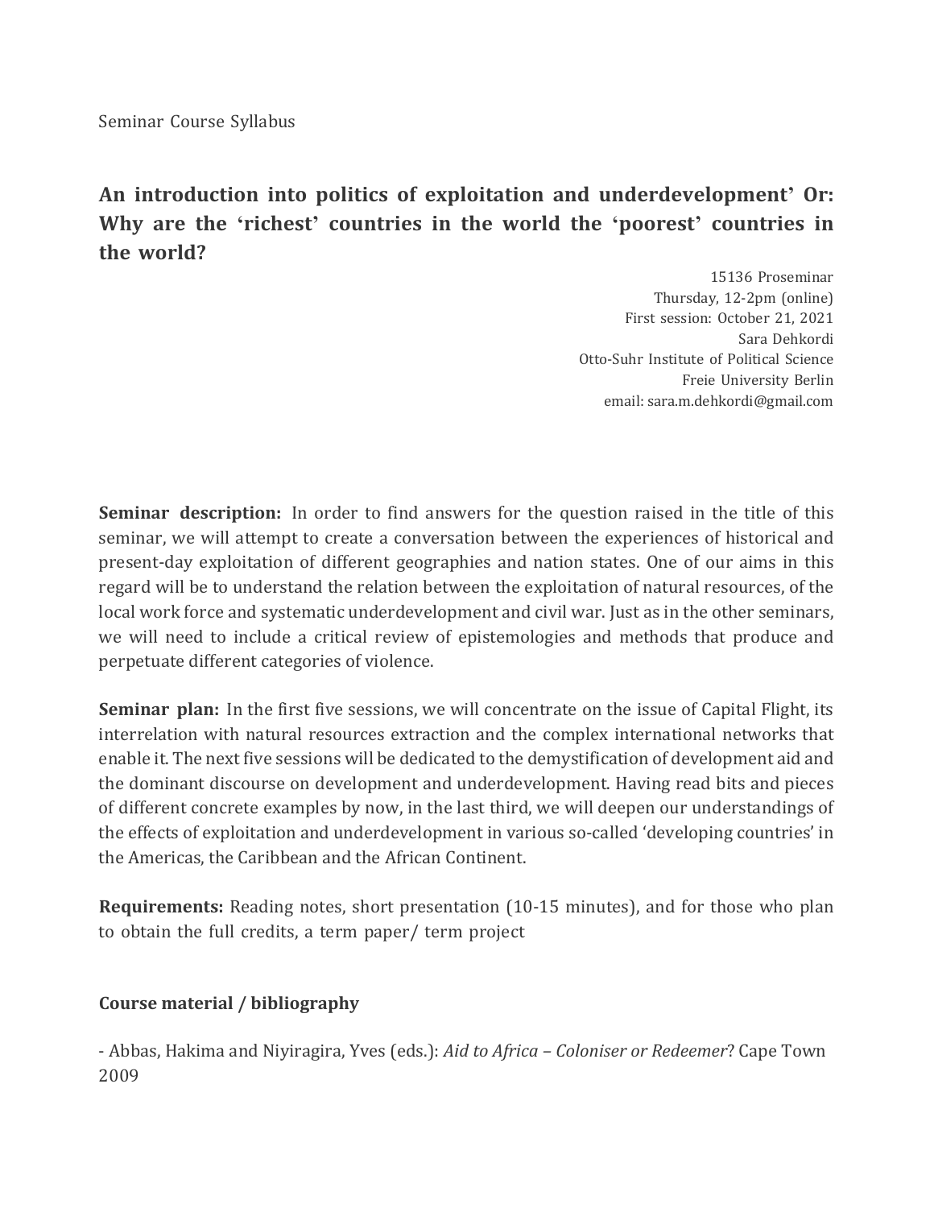Seminar Course Syllabus

# An introduction into politics of exploitation and underdevelopment' Or: Why are the 'richest' countries in the world the 'poorest' countries in the world?

15136 Proseminar
Thursday, 12-2pm (online)
First session: October 21, 2021
Sara Dehkordi
Otto-Suhr Institute of Political Science
Freie University Berlin
email: sara.m.dehkordi@gmail.com

**Seminar description:** In order to find answers for the question raised in the title of this seminar, we will attempt to create a conversation between the experiences of historical and present-day exploitation of different geographies and nation states. One of our aims in this regard will be to understand the relation between the exploitation of natural resources, of the local work force and systematic underdevelopment and civil war. Just as in the other seminars, we will need to include a critical review of epistemologies and methods that produce and perpetuate different categories of violence.

**Seminar plan:** In the first five sessions, we will concentrate on the issue of Capital Flight, its interrelation with natural resources extraction and the complex international networks that enable it. The next five sessions will be dedicated to the demystification of development aid and the dominant discourse on development and underdevelopment. Having read bits and pieces of different concrete examples by now, in the last third, we will deepen our understandings of the effects of exploitation and underdevelopment in various so-called 'developing countries' in the Americas, the Caribbean and the African Continent.

**Requirements:** Reading notes, short presentation (10-15 minutes), and for those who plan to obtain the full credits, a term paper/ term project

## Course material / bibliography

- Abbas, Hakima and Niyiragira, Yves (eds.): *Aid to Africa – Coloniser or Redeemer*? Cape Town 2009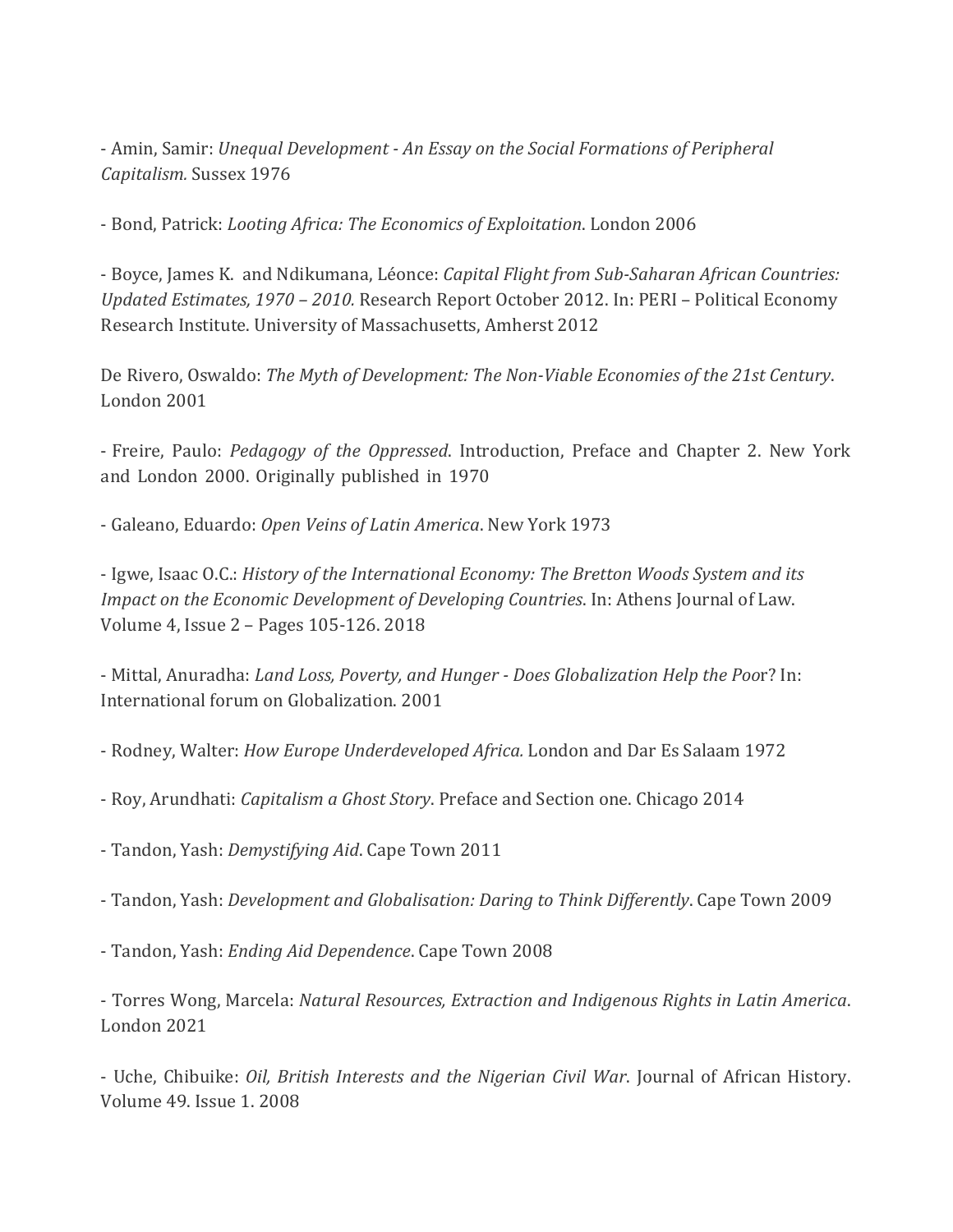- Amin, Samir: *Unequal Development - An Essay on the Social Formations of Peripheral Capitalism.* Sussex 1976

- Bond, Patrick: *Looting Africa: The Economics of Exploitation*. London 2006

- Boyce, James K. and Ndikumana, Léonce: *Capital Flight from Sub-Saharan African Countries: Updated Estimates, 1970 – 2010.* Research Report October 2012. In: PERI – Political Economy Research Institute. University of Massachusetts, Amherst 2012

De Rivero, Oswaldo: *The Myth of Development: The Non-Viable Economies of the 21st Century*. London 2001

- Freire, Paulo: *Pedagogy of the Oppressed*. Introduction, Preface and Chapter 2. New York and London 2000. Originally published in 1970

- Galeano, Eduardo: *Open Veins of Latin America*. New York 1973

- Igwe, Isaac O.C.: *History of the International Economy: The Bretton Woods System and its Impact on the Economic Development of Developing Countries*. In: Athens Journal of Law. Volume 4, Issue 2 – Pages 105-126. 2018

- Mittal, Anuradha: *Land Loss, Poverty, and Hunger - Does Globalization Help the Poo*r? In: International forum on Globalization. 2001

- Rodney, Walter: *How Europe Underdeveloped Africa.* London and Dar Es Salaam 1972

- Roy, Arundhati: *Capitalism a Ghost Story*. Preface and Section one. Chicago 2014

- Tandon, Yash: *Demystifying Aid*. Cape Town 2011

- Tandon, Yash: *Development and Globalisation: Daring to Think Differently*. Cape Town 2009

- Tandon, Yash: *Ending Aid Dependence*. Cape Town 2008

- Torres Wong, Marcela: *Natural Resources, Extraction and Indigenous Rights in Latin America*. London 2021

- Uche, Chibuike: *Oil, British Interests and the Nigerian Civil War*. Journal of African History. Volume 49. Issue 1. 2008